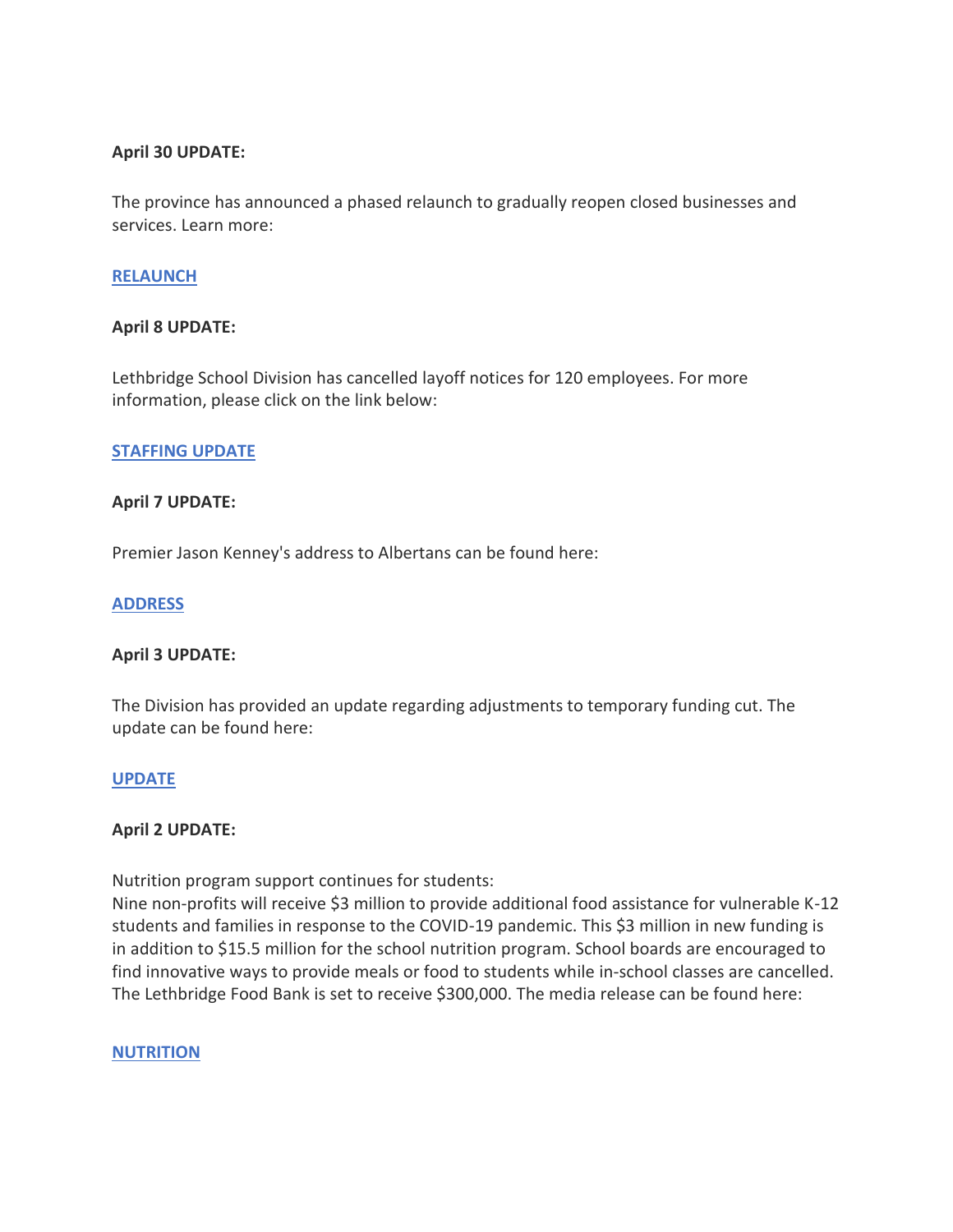**April 30 UPDATE:**

The province has announced a phased relaunch to gradually reopen closed businesses and services. Learn more:

**RELAUNCH**

**April 8 UPDATE:**

Lethbridge School Division has cancelled layoff notices for 120 employees. For more information, please click on the link below:

**STAFFING UPDATE**

**April 7 UPDATE:**

Premier Jason Kenney's address to Albertans can be found here:

**ADDRESS**

**April 3 UPDATE:**

The Division has provided an update regarding adjustments to temporary funding cut. The update can be found here:

**UPDATE**

**April 2 UPDATE:**

Nutrition program support continues for students:
Nine non-profits will receive $3 million to provide additional food assistance for vulnerable K-12 students and families in response to the COVID-19 pandemic. This $3 million in new funding is in addition to $15.5 million for the school nutrition program. School boards are encouraged to find innovative ways to provide meals or food to students while in-school classes are cancelled. The Lethbridge Food Bank is set to receive $300,000. The media release can be found here:

**NUTRITION**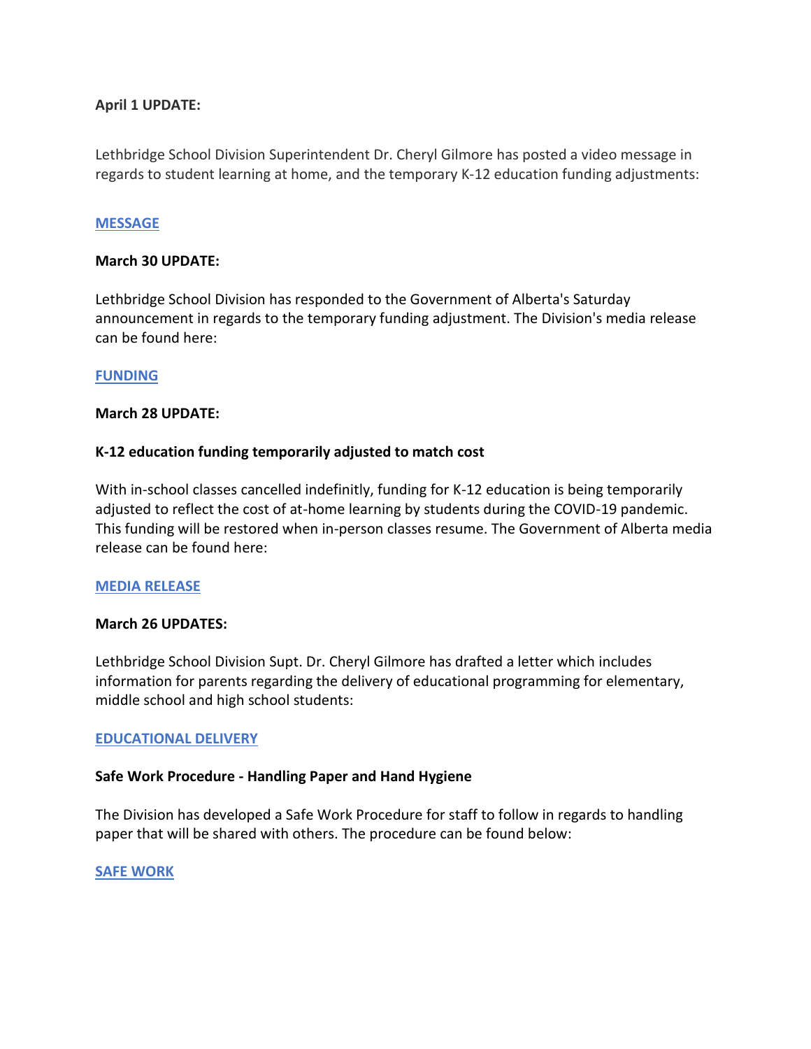**April 1 UPDATE:**

Lethbridge School Division Superintendent Dr. Cheryl Gilmore has posted a video message in regards to student learning at home, and the temporary K-12 education funding adjustments:

**MESSAGE**

**March 30 UPDATE:**

Lethbridge School Division has responded to the Government of Alberta's Saturday announcement in regards to the temporary funding adjustment. The Division's media release can be found here:

**FUNDING**

**March 28 UPDATE:**

**K-12 education funding temporarily adjusted to match cost**

With in-school classes cancelled indefinitly, funding for K-12 education is being temporarily adjusted to reflect the cost of at-home learning by students during the COVID-19 pandemic. This funding will be restored when in-person classes resume. The Government of Alberta media release can be found here:

**MEDIA RELEASE**

**March 26 UPDATES:**

Lethbridge School Division Supt. Dr. Cheryl Gilmore has drafted a letter which includes information for parents regarding the delivery of educational programming for elementary, middle school and high school students:

**EDUCATIONAL DELIVERY**

**Safe Work Procedure - Handling Paper and Hand Hygiene**

The Division has developed a Safe Work Procedure for staff to follow in regards to handling paper that will be shared with others. The procedure can be found below:

**SAFE WORK**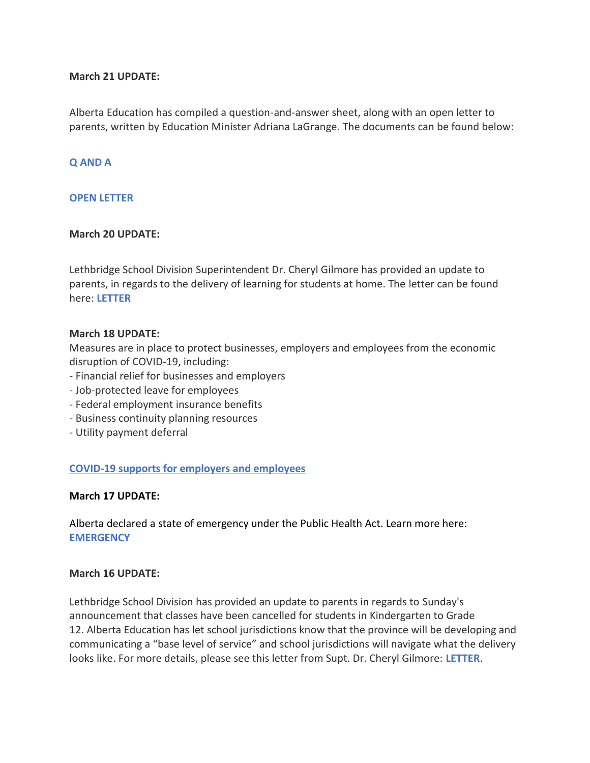**March 21 UPDATE:**

Alberta Education has compiled a question-and-answer sheet, along with an open letter to parents, written by Education Minister Adriana LaGrange. The documents can be found below:

**Q AND A**

**OPEN LETTER**

**March 20 UPDATE:**

Lethbridge School Division Superintendent Dr. Cheryl Gilmore has provided an update to parents, in regards to the delivery of learning for students at home. The letter can be found here: **LETTER**

**March 18 UPDATE:**
Measures are in place to protect businesses, employers and employees from the economic disruption of COVID-19, including:
- Financial relief for businesses and employers
- Job-protected leave for employees
- Federal employment insurance benefits
- Business continuity planning resources
- Utility payment deferral

**COVID-19 supports for employers and employees**

**March 17 UPDATE:**

Alberta declared a state of emergency under the Public Health Act. Learn more here: **EMERGENCY**

**March 16 UPDATE:**

Lethbridge School Division has provided an update to parents in regards to Sunday's announcement that classes have been cancelled for students in Kindergarten to Grade 12. Alberta Education has let school jurisdictions know that the province will be developing and communicating a "base level of service" and school jurisdictions will navigate what the delivery looks like. For more details, please see this letter from Supt. Dr. Cheryl Gilmore: **LETTER**.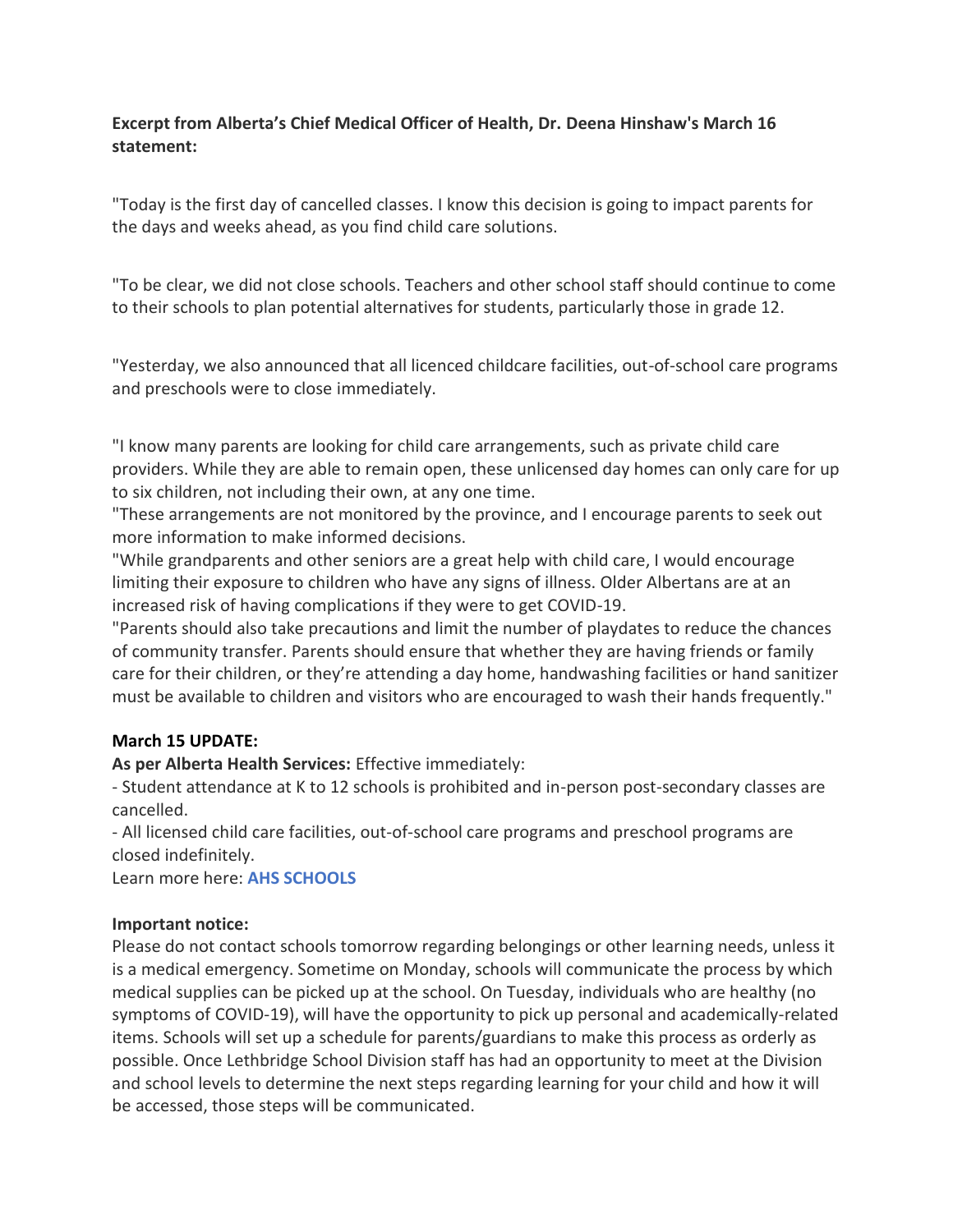**Excerpt from Alberta's Chief Medical Officer of Health, Dr. Deena Hinshaw's March 16 statement:**

"Today is the first day of cancelled classes. I know this decision is going to impact parents for the days and weeks ahead, as you find child care solutions.

"To be clear, we did not close schools. Teachers and other school staff should continue to come to their schools to plan potential alternatives for students, particularly those in grade 12.

"Yesterday, we also announced that all licenced childcare facilities, out-of-school care programs and preschools were to close immediately.

"I know many parents are looking for child care arrangements, such as private child care providers. While they are able to remain open, these unlicensed day homes can only care for up to six children, not including their own, at any one time.

"These arrangements are not monitored by the province, and I encourage parents to seek out more information to make informed decisions.

"While grandparents and other seniors are a great help with child care, I would encourage limiting their exposure to children who have any signs of illness. Older Albertans are at an increased risk of having complications if they were to get COVID-19.

"Parents should also take precautions and limit the number of playdates to reduce the chances of community transfer. Parents should ensure that whether they are having friends or family care for their children, or they're attending a day home, handwashing facilities or hand sanitizer must be available to children and visitors who are encouraged to wash their hands frequently."

**March 15 UPDATE:**

**As per Alberta Health Services:** Effective immediately:

- Student attendance at K to 12 schools is prohibited and in-person post-secondary classes are cancelled.
- All licensed child care facilities, out-of-school care programs and preschool programs are closed indefinitely.

Learn more here: **AHS SCHOOLS**

**Important notice:**

Please do not contact schools tomorrow regarding belongings or other learning needs, unless it is a medical emergency. Sometime on Monday, schools will communicate the process by which medical supplies can be picked up at the school. On Tuesday, individuals who are healthy (no symptoms of COVID-19), will have the opportunity to pick up personal and academically-related items. Schools will set up a schedule for parents/guardians to make this process as orderly as possible. Once Lethbridge School Division staff has had an opportunity to meet at the Division and school levels to determine the next steps regarding learning for your child and how it will be accessed, those steps will be communicated.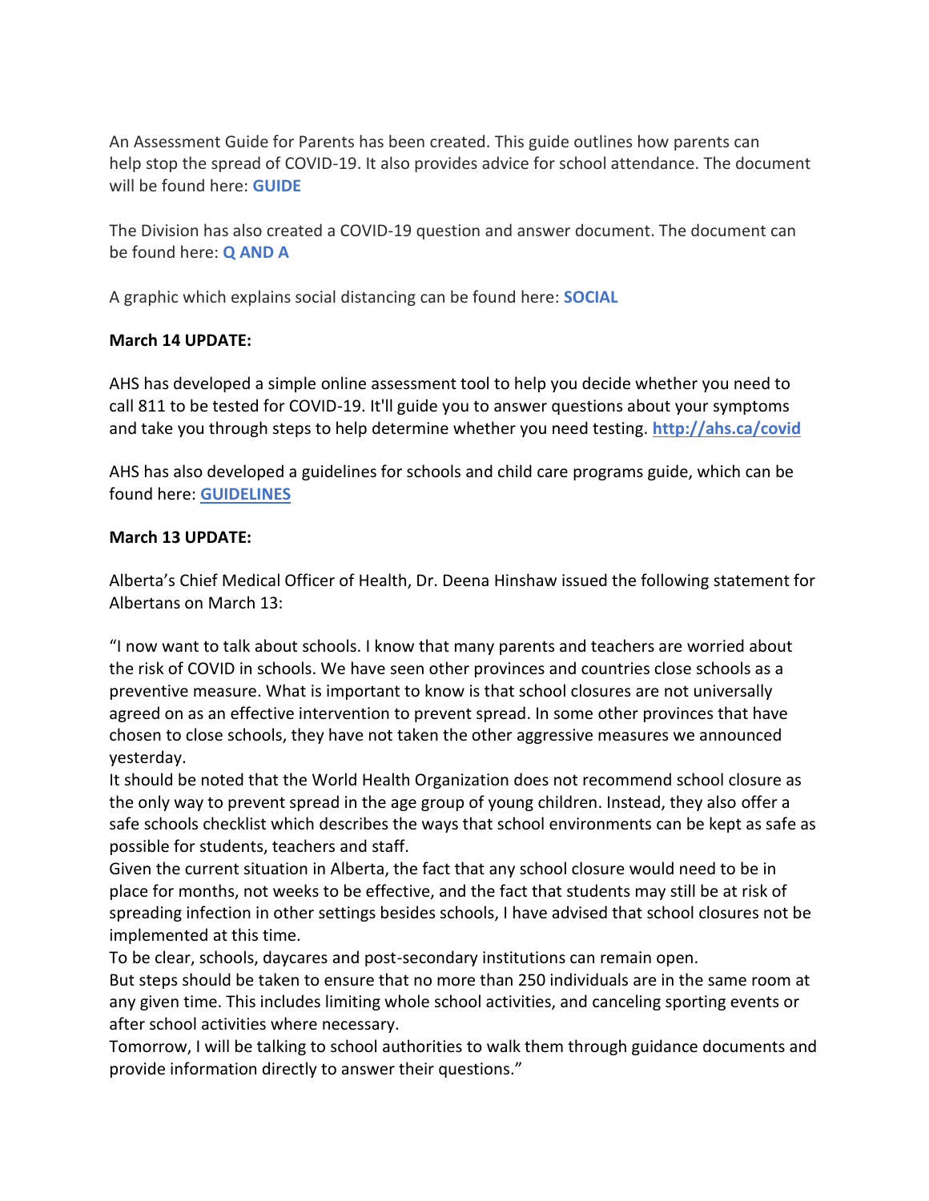An Assessment Guide for Parents has been created. This guide outlines how parents can help stop the spread of COVID-19. It also provides advice for school attendance. The document will be found here: **GUIDE**

The Division has also created a COVID-19 question and answer document. The document can be found here: **Q AND A**

A graphic which explains social distancing can be found here: **SOCIAL**

**March 14 UPDATE:**

AHS has developed a simple online assessment tool to help you decide whether you need to call 811 to be tested for COVID-19. It'll guide you to answer questions about your symptoms and take you through steps to help determine whether you need testing. **http://ahs.ca/covid**

AHS has also developed a guidelines for schools and child care programs guide, which can be found here: **GUIDELINES**

**March 13 UPDATE:**

Alberta's Chief Medical Officer of Health, Dr. Deena Hinshaw issued the following statement for Albertans on March 13:

"I now want to talk about schools. I know that many parents and teachers are worried about the risk of COVID in schools. We have seen other provinces and countries close schools as a preventive measure. What is important to know is that school closures are not universally agreed on as an effective intervention to prevent spread. In some other provinces that have chosen to close schools, they have not taken the other aggressive measures we announced yesterday.
It should be noted that the World Health Organization does not recommend school closure as the only way to prevent spread in the age group of young children. Instead, they also offer a safe schools checklist which describes the ways that school environments can be kept as safe as possible for students, teachers and staff.
Given the current situation in Alberta, the fact that any school closure would need to be in place for months, not weeks to be effective, and the fact that students may still be at risk of spreading infection in other settings besides schools, I have advised that school closures not be implemented at this time.
To be clear, schools, daycares and post-secondary institutions can remain open.
But steps should be taken to ensure that no more than 250 individuals are in the same room at any given time. This includes limiting whole school activities, and canceling sporting events or after school activities where necessary.
Tomorrow, I will be talking to school authorities to walk them through guidance documents and provide information directly to answer their questions."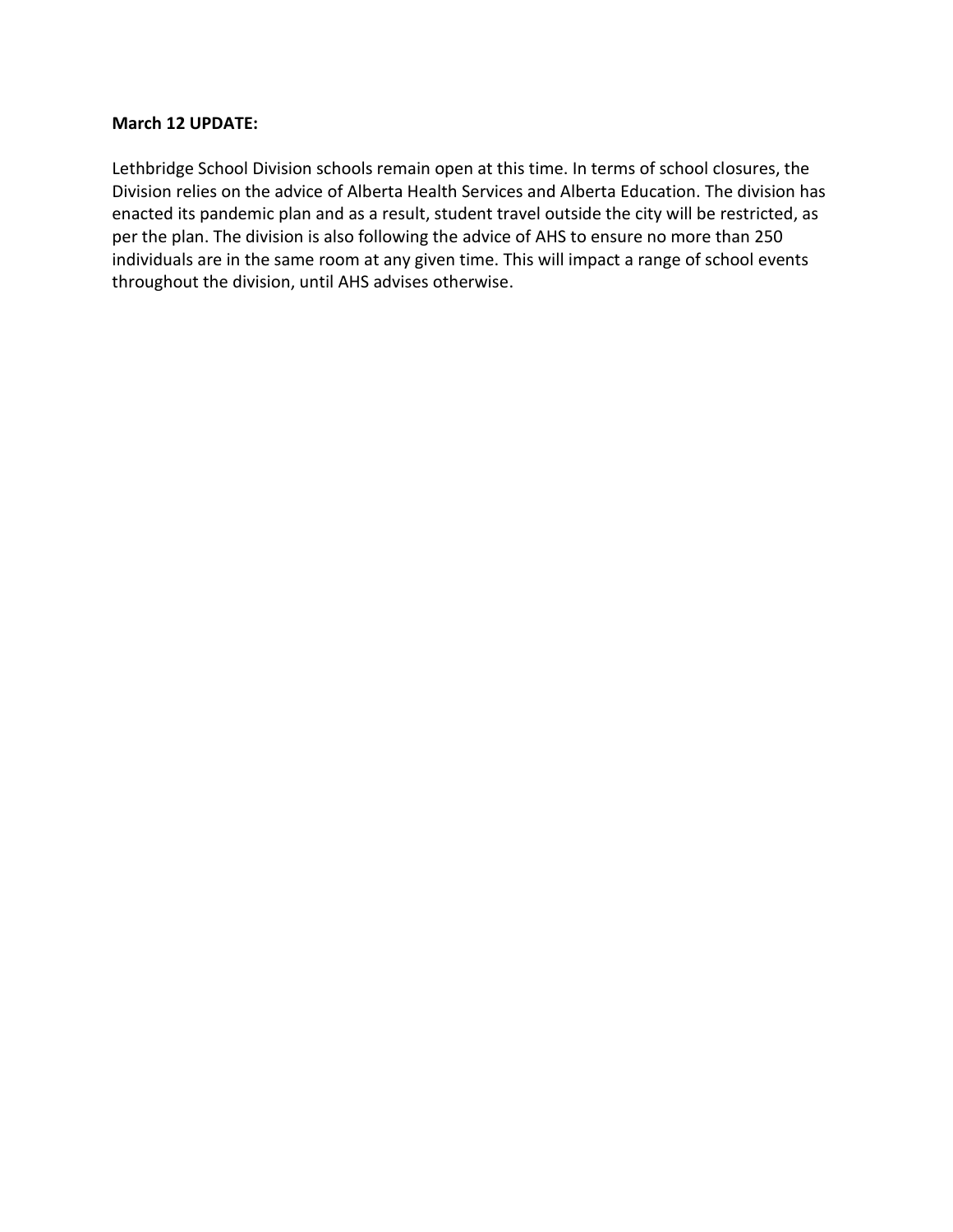**March 12 UPDATE:**

Lethbridge School Division schools remain open at this time. In terms of school closures, the Division relies on the advice of Alberta Health Services and Alberta Education. The division has enacted its pandemic plan and as a result, student travel outside the city will be restricted, as per the plan. The division is also following the advice of AHS to ensure no more than 250 individuals are in the same room at any given time. This will impact a range of school events throughout the division, until AHS advises otherwise.